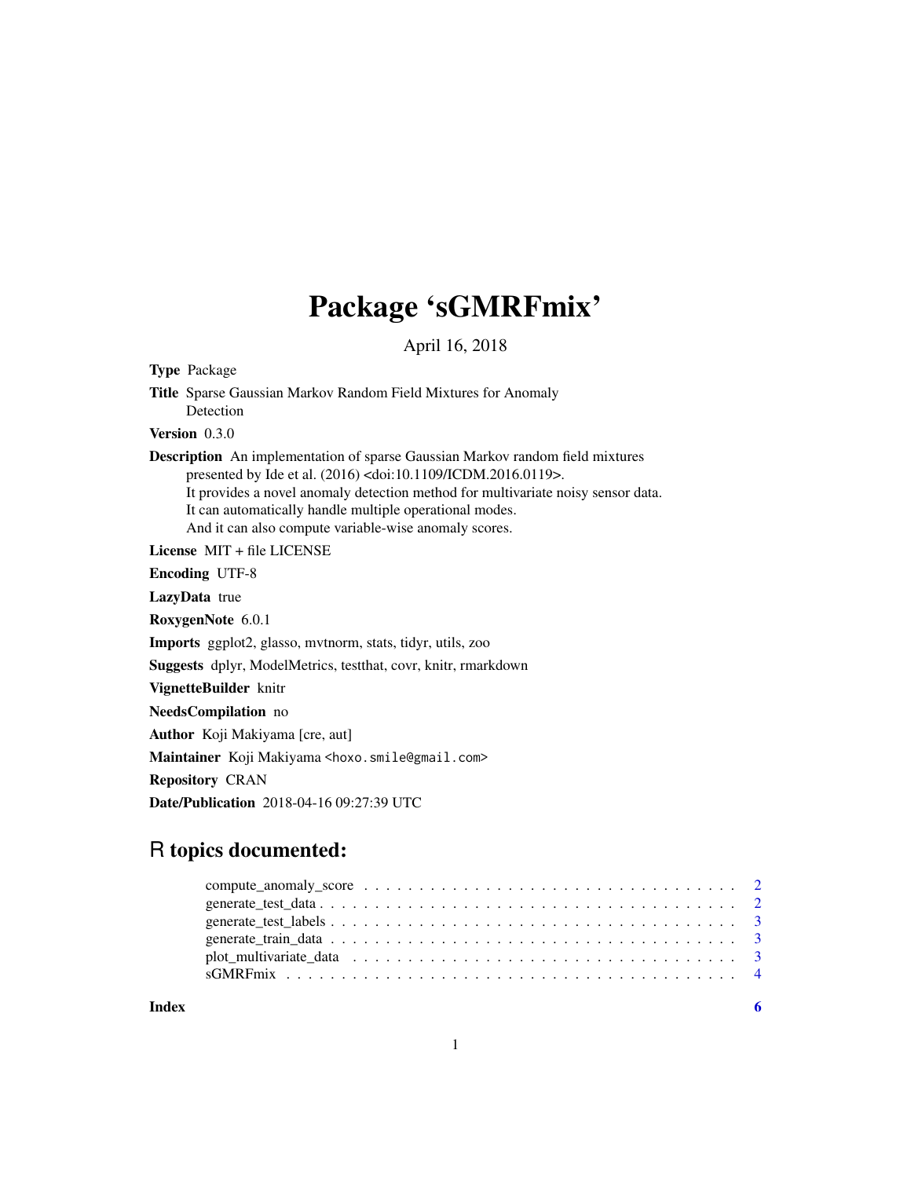# Package 'sGMRFmix'

April 16, 2018

**Type** Package

**Title** Sparse Gaussian Markov Random Field Mixtures for Anomaly Detection

**Version** 0.3.0

**Description** An implementation of sparse Gaussian Markov random field mixtures presented by Ide et al. (2016) <doi:10.1109/ICDM.2016.0119>. It provides a novel anomaly detection method for multivariate noisy sensor data. It can automatically handle multiple operational modes. And it can also compute variable-wise anomaly scores.

**License** MIT + file LICENSE

**Encoding** UTF-8

**LazyData** true

**RoxygenNote** 6.0.1

**Imports** ggplot2, glasso, mvtnorm, stats, tidyr, utils, zoo

**Suggests** dplyr, ModelMetrics, testthat, covr, knitr, rmarkdown

**VignetteBuilder** knitr

**NeedsCompilation** no

**Author** Koji Makiyama [cre, aut]

**Maintainer** Koji Makiyama <hoxo.smile@gmail.com>

**Repository** CRAN

**Date/Publication** 2018-04-16 09:27:39 UTC

## R topics documented:

| | |
|---|---|
| compute_anomaly_score | 2 |
| generate_test_data | 2 |
| generate_test_labels | 3 |
| generate_train_data | 3 |
| plot_multivariate_data | 3 |
| sGMRFmix | 4 |
| **Index** | **6** |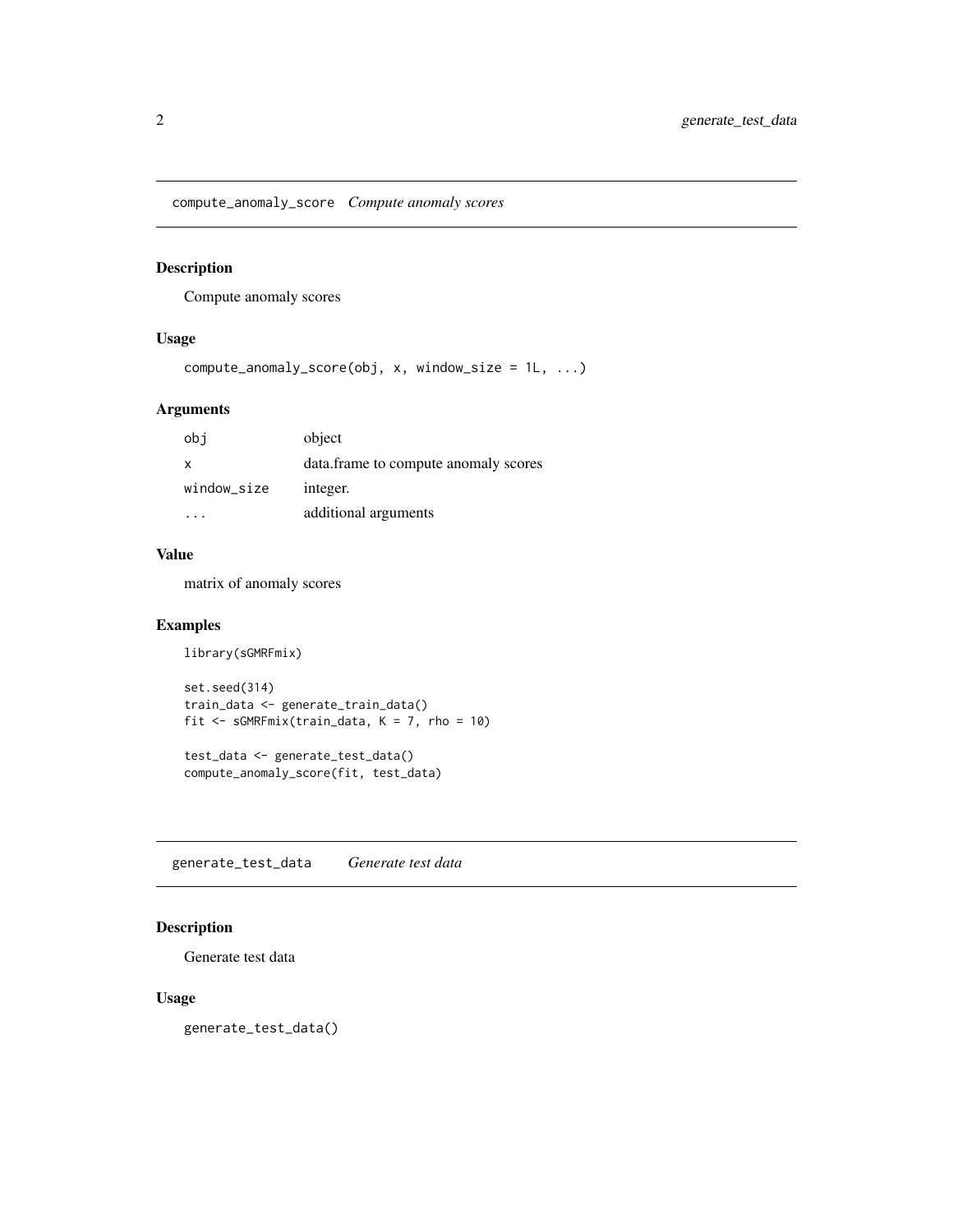## compute_anomaly_score *Compute anomaly scores*

### Description

Compute anomaly scores

### Usage

```
compute_anomaly_score(obj, x, window_size = 1L, ...)
```

### Arguments

| | |
|---|---|
| obj | object |
| x | data.frame to compute anomaly scores |
| window_size | integer. |
| ... | additional arguments |

### Value

matrix of anomaly scores

### Examples

```
library(sGMRFmix)

set.seed(314)
train_data <- generate_train_data()
fit <- sGMRFmix(train_data, K = 7, rho = 10)

test_data <- generate_test_data()
compute_anomaly_score(fit, test_data)
```

## generate_test_data *Generate test data*

### Description

Generate test data

### Usage

```
generate_test_data()
```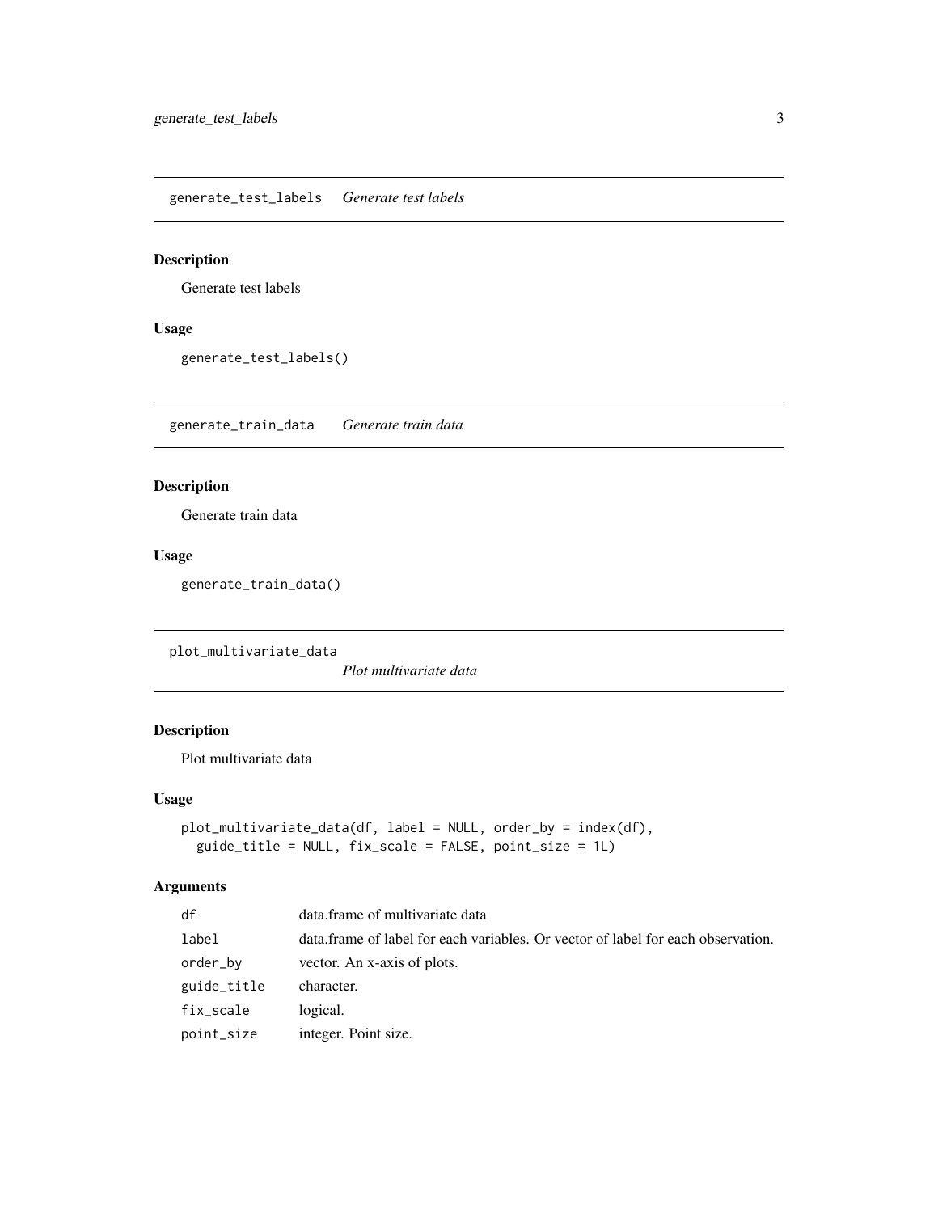## generate_test_labels *Generate test labels*

### Description

Generate test labels

### Usage

```
generate_test_labels()
```

## generate_train_data *Generate train data*

### Description

Generate train data

### Usage

```
generate_train_data()
```

## plot_multivariate_data *Plot multivariate data*

### Description

Plot multivariate data

### Usage

```
plot_multivariate_data(df, label = NULL, order_by = index(df),
  guide_title = NULL, fix_scale = FALSE, point_size = 1L)
```

### Arguments

| | |
|---|---|
| `df` | data.frame of multivariate data |
| `label` | data.frame of label for each variables. Or vector of label for each observation. |
| `order_by` | vector. An x-axis of plots. |
| `guide_title` | character. |
| `fix_scale` | logical. |
| `point_size` | integer. Point size. |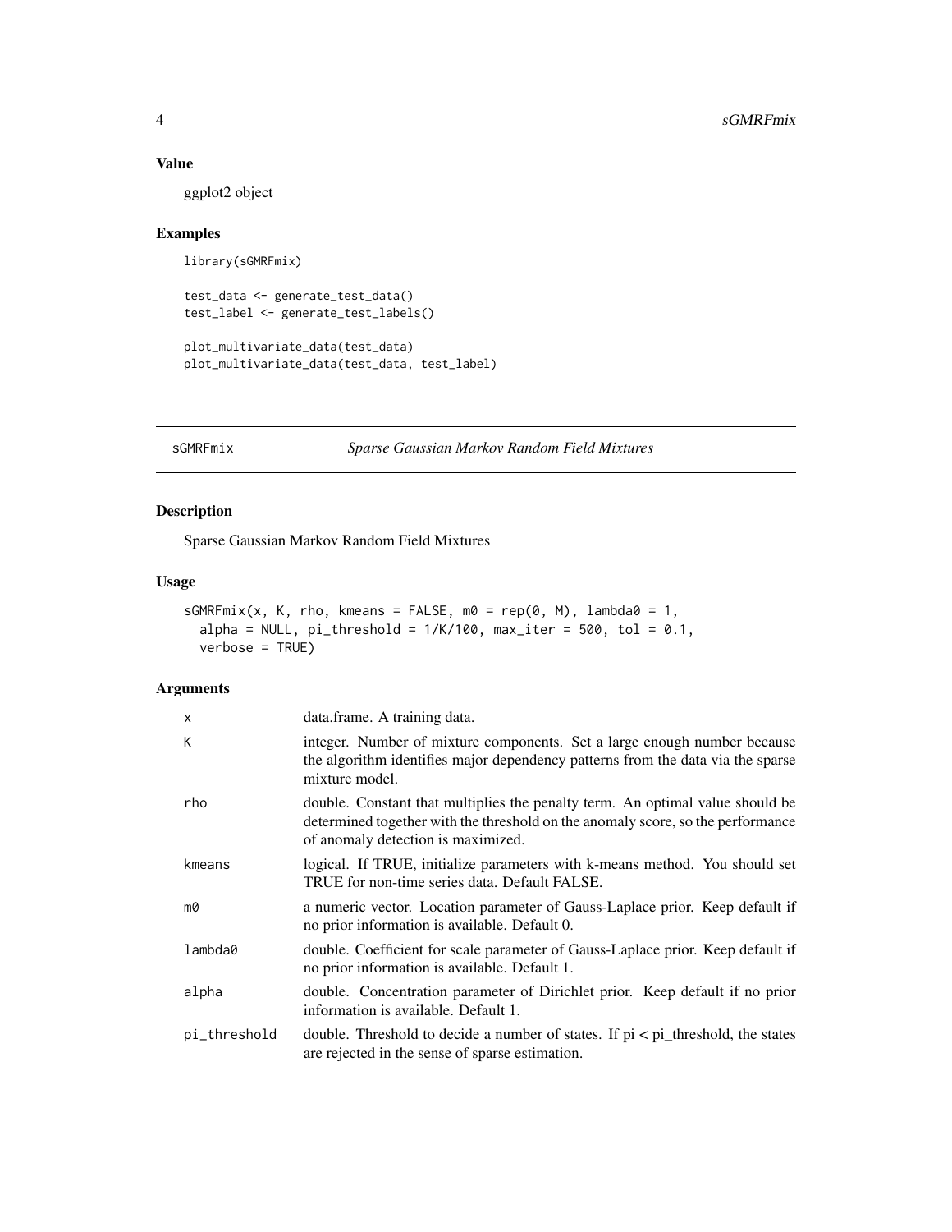## Value

ggplot2 object

## Examples

```
library(sGMRFmix)

test_data <- generate_test_data()
test_label <- generate_test_labels()

plot_multivariate_data(test_data)
plot_multivariate_data(test_data, test_label)
```

# sGMRFmix — *Sparse Gaussian Markov Random Field Mixtures*

## Description

Sparse Gaussian Markov Random Field Mixtures

## Usage

```
sGMRFmix(x, K, rho, kmeans = FALSE, m0 = rep(0, M), lambda0 = 1,
  alpha = NULL, pi_threshold = 1/K/100, max_iter = 500, tol = 0.1,
  verbose = TRUE)
```

## Arguments

| | |
|---|---|
| x | data.frame. A training data. |
| K | integer. Number of mixture components. Set a large enough number because the algorithm identifies major dependency patterns from the data via the sparse mixture model. |
| rho | double. Constant that multiplies the penalty term. An optimal value should be determined together with the threshold on the anomaly score, so the performance of anomaly detection is maximized. |
| kmeans | logical. If TRUE, initialize parameters with k-means method. You should set TRUE for non-time series data. Default FALSE. |
| m0 | a numeric vector. Location parameter of Gauss-Laplace prior. Keep default if no prior information is available. Default 0. |
| lambda0 | double. Coefficient for scale parameter of Gauss-Laplace prior. Keep default if no prior information is available. Default 1. |
| alpha | double. Concentration parameter of Dirichlet prior. Keep default if no prior information is available. Default 1. |
| pi_threshold | double. Threshold to decide a number of states. If pi < pi_threshold, the states are rejected in the sense of sparse estimation. |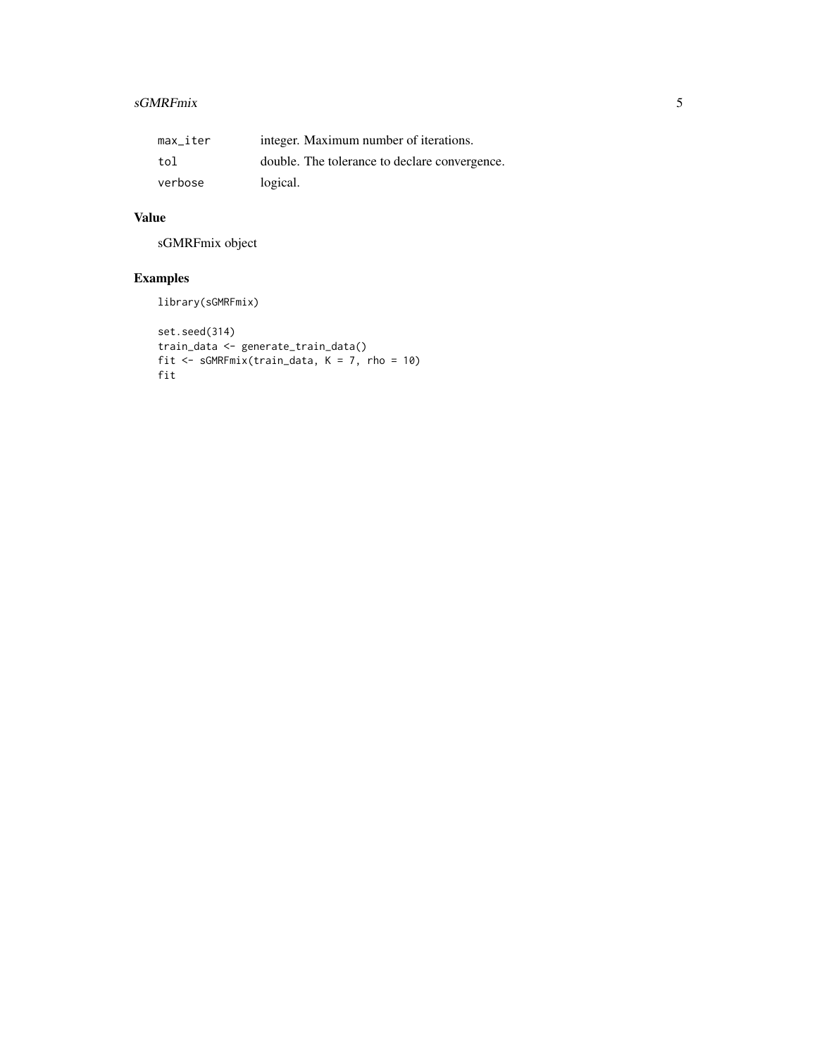| | |
|---|---|
| max_iter | integer. Maximum number of iterations. |
| tol | double. The tolerance to declare convergence. |
| verbose | logical. |

## Value

sGMRFmix object

## Examples

```
library(sGMRFmix)

set.seed(314)
train_data <- generate_train_data()
fit <- sGMRFmix(train_data, K = 7, rho = 10)
fit
```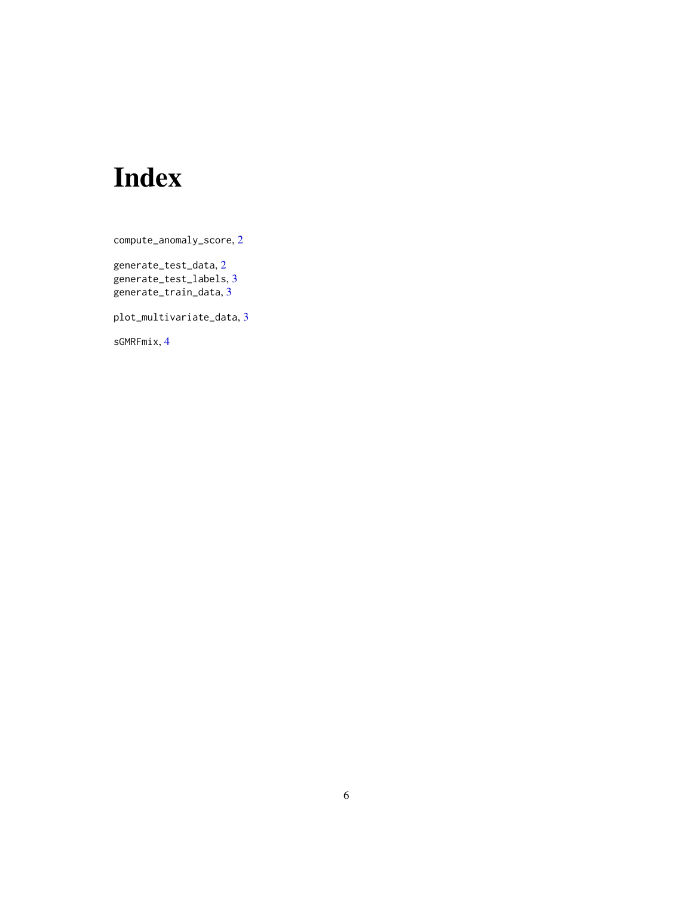# Index

compute_anomaly_score, 2

generate_test_data, 2
generate_test_labels, 3
generate_train_data, 3

plot_multivariate_data, 3

sGMRFmix, 4